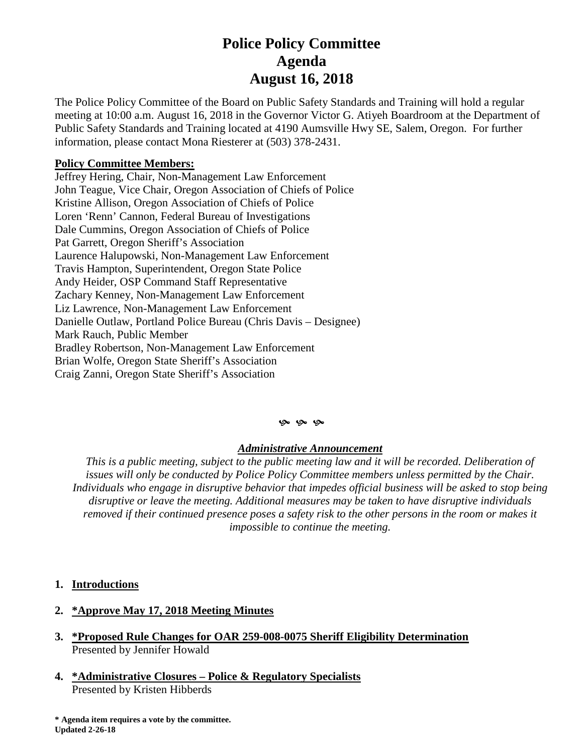# Police Policy Committee
# Agenda
# August 16, 2018

The Police Policy Committee of the Board on Public Safety Standards and Training will hold a regular meeting at 10:00 a.m. August 16, 2018 in the Governor Victor G. Atiyeh Boardroom at the Department of Public Safety Standards and Training located at 4190 Aumsville Hwy SE, Salem, Oregon. For further information, please contact Mona Riesterer at (503) 378-2431.

**Policy Committee Members:**

Jeffrey Hering, Chair, Non-Management Law Enforcement
John Teague, Vice Chair, Oregon Association of Chiefs of Police
Kristine Allison, Oregon Association of Chiefs of Police
Loren 'Renn' Cannon, Federal Bureau of Investigations
Dale Cummins, Oregon Association of Chiefs of Police
Pat Garrett, Oregon Sheriff's Association
Laurence Halupowski, Non-Management Law Enforcement
Travis Hampton, Superintendent, Oregon State Police
Andy Heider, OSP Command Staff Representative
Zachary Kenney, Non-Management Law Enforcement
Liz Lawrence, Non-Management Law Enforcement
Danielle Outlaw, Portland Police Bureau (Chris Davis – Designee)
Mark Rauch, Public Member
Bradley Robertson, Non-Management Law Enforcement
Brian Wolfe, Oregon State Sheriff's Association
Craig Zanni, Oregon State Sheriff's Association

***Administrative Announcement***

*This is a public meeting, subject to the public meeting law and it will be recorded. Deliberation of issues will only be conducted by Police Policy Committee members unless permitted by the Chair. Individuals who engage in disruptive behavior that impedes official business will be asked to stop being disruptive or leave the meeting. Additional measures may be taken to have disruptive individuals removed if their continued presence poses a safety risk to the other persons in the room or makes it impossible to continue the meeting.*

1. **Introductions**
2. **\*Approve May 17, 2018 Meeting Minutes**
3. **\*Proposed Rule Changes for OAR 259-008-0075 Sheriff Eligibility Determination**
   Presented by Jennifer Howald
4. **\*Administrative Closures – Police & Regulatory Specialists**
   Presented by Kristen Hibberds

**\* Agenda item requires a vote by the committee.**
**Updated 2-26-18**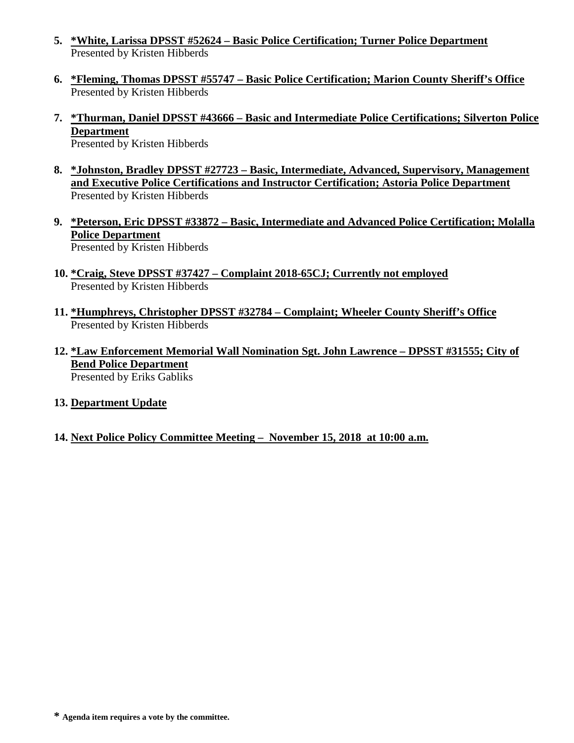5. **<u>*White, Larissa DPSST #52624 – Basic Police Certification; Turner Police Department</u>**
   Presented by Kristen Hibberds

6. **<u>*Fleming, Thomas DPSST #55747 – Basic Police Certification; Marion County Sheriff's Office</u>**
   Presented by Kristen Hibberds

7. **<u>*Thurman, Daniel DPSST #43666 – Basic and Intermediate Police Certifications; Silverton Police Department</u>**
   Presented by Kristen Hibberds

8. **<u>*Johnston, Bradley DPSST #27723 – Basic, Intermediate, Advanced, Supervisory, Management and Executive Police Certifications and Instructor Certification; Astoria Police Department</u>**
   Presented by Kristen Hibberds

9. **<u>*Peterson, Eric DPSST #33872 – Basic, Intermediate and Advanced Police Certification; Molalla Police Department</u>**
   Presented by Kristen Hibberds

10. **<u>*Craig, Steve DPSST #37427 – Complaint 2018-65CJ; Currently not employed</u>**
    Presented by Kristen Hibberds

11. **<u>*Humphreys, Christopher DPSST #32784 – Complaint; Wheeler County Sheriff's Office</u>**
    Presented by Kristen Hibberds

12. **<u>*Law Enforcement Memorial Wall Nomination Sgt. John Lawrence – DPSST #31555; City of Bend Police Department</u>**
    Presented by Eriks Gabliks

13. **<u>Department Update</u>**

14. **<u>Next Police Policy Committee Meeting – November 15, 2018 at 10:00 a.m.</u>**

**\* Agenda item requires a vote by the committee.**